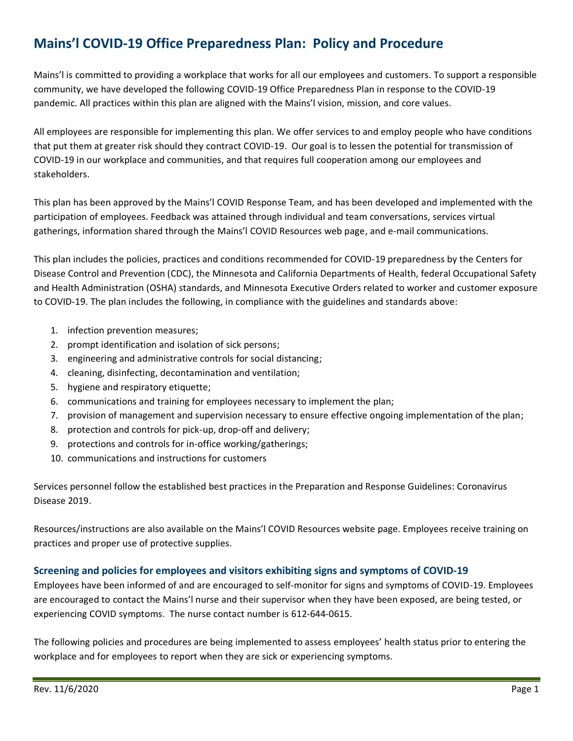# Mains'l COVID-19 Office Preparedness Plan: Policy and Procedure

Mains'l is committed to providing a workplace that works for all our employees and customers. To support a responsible community, we have developed the following COVID-19 Office Preparedness Plan in response to the COVID-19 pandemic. All practices within this plan are aligned with the Mains'l vision, mission, and core values.

All employees are responsible for implementing this plan. We offer services to and employ people who have conditions that put them at greater risk should they contract COVID-19. Our goal is to lessen the potential for transmission of COVID-19 in our workplace and communities, and that requires full cooperation among our employees and stakeholders.

This plan has been approved by the Mains'l COVID Response Team, and has been developed and implemented with the participation of employees. Feedback was attained through individual and team conversations, services virtual gatherings, information shared through the Mains'l COVID Resources web page, and e-mail communications.

This plan includes the policies, practices and conditions recommended for COVID-19 preparedness by the Centers for Disease Control and Prevention (CDC), the Minnesota and California Departments of Health, federal Occupational Safety and Health Administration (OSHA) standards, and Minnesota Executive Orders related to worker and customer exposure to COVID-19. The plan includes the following, in compliance with the guidelines and standards above:

1. infection prevention measures;
2. prompt identification and isolation of sick persons;
3. engineering and administrative controls for social distancing;
4. cleaning, disinfecting, decontamination and ventilation;
5. hygiene and respiratory etiquette;
6. communications and training for employees necessary to implement the plan;
7. provision of management and supervision necessary to ensure effective ongoing implementation of the plan;
8. protection and controls for pick-up, drop-off and delivery;
9. protections and controls for in-office working/gatherings;
10. communications and instructions for customers

Services personnel follow the established best practices in the Preparation and Response Guidelines: Coronavirus Disease 2019.

Resources/instructions are also available on the Mains'l COVID Resources website page. Employees receive training on practices and proper use of protective supplies.

### Screening and policies for employees and visitors exhibiting signs and symptoms of COVID-19

Employees have been informed of and are encouraged to self-monitor for signs and symptoms of COVID-19. Employees are encouraged to contact the Mains'l nurse and their supervisor when they have been exposed, are being tested, or experiencing COVID symptoms. The nurse contact number is 612-644-0615.

The following policies and procedures are being implemented to assess employees' health status prior to entering the workplace and for employees to report when they are sick or experiencing symptoms.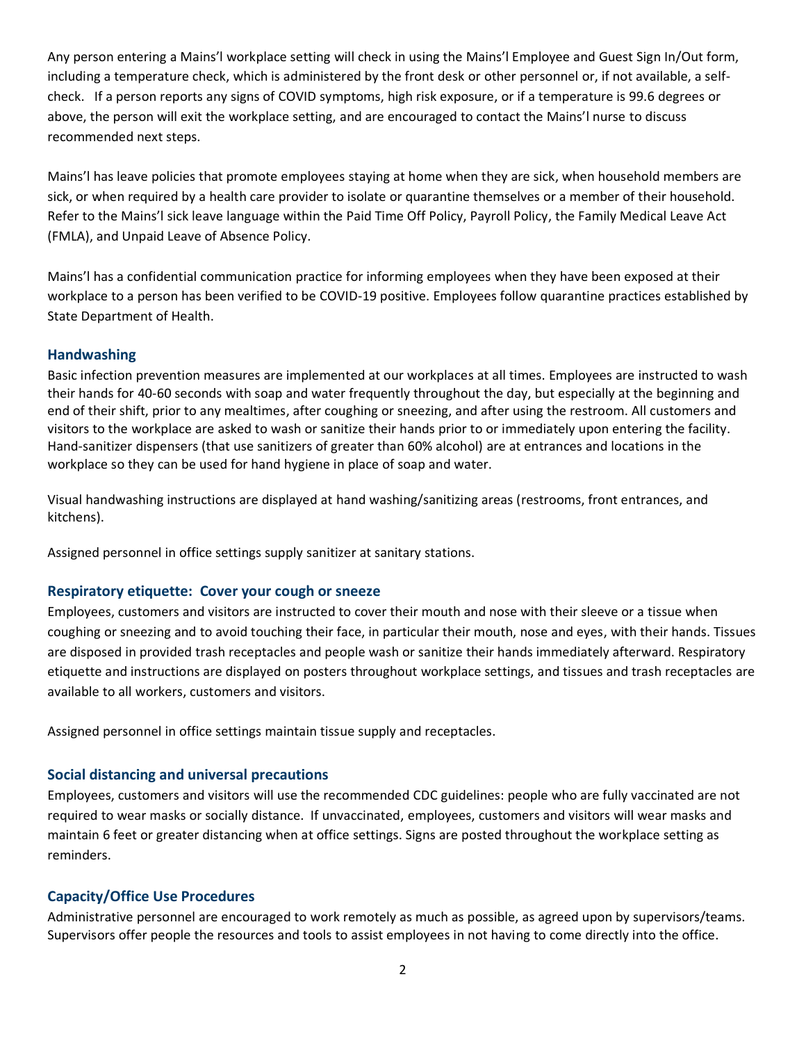Any person entering a Mains'l workplace setting will check in using the Mains'l Employee and Guest Sign In/Out form, including a temperature check, which is administered by the front desk or other personnel or, if not available, a self-check. If a person reports any signs of COVID symptoms, high risk exposure, or if a temperature is 99.6 degrees or above, the person will exit the workplace setting, and are encouraged to contact the Mains'l nurse to discuss recommended next steps.

Mains'l has leave policies that promote employees staying at home when they are sick, when household members are sick, or when required by a health care provider to isolate or quarantine themselves or a member of their household. Refer to the Mains'l sick leave language within the Paid Time Off Policy, Payroll Policy, the Family Medical Leave Act (FMLA), and Unpaid Leave of Absence Policy.

Mains'l has a confidential communication practice for informing employees when they have been exposed at their workplace to a person has been verified to be COVID-19 positive. Employees follow quarantine practices established by State Department of Health.

### Handwashing

Basic infection prevention measures are implemented at our workplaces at all times. Employees are instructed to wash their hands for 40-60 seconds with soap and water frequently throughout the day, but especially at the beginning and end of their shift, prior to any mealtimes, after coughing or sneezing, and after using the restroom. All customers and visitors to the workplace are asked to wash or sanitize their hands prior to or immediately upon entering the facility. Hand-sanitizer dispensers (that use sanitizers of greater than 60% alcohol) are at entrances and locations in the workplace so they can be used for hand hygiene in place of soap and water.

Visual handwashing instructions are displayed at hand washing/sanitizing areas (restrooms, front entrances, and kitchens).

Assigned personnel in office settings supply sanitizer at sanitary stations.

### Respiratory etiquette: Cover your cough or sneeze

Employees, customers and visitors are instructed to cover their mouth and nose with their sleeve or a tissue when coughing or sneezing and to avoid touching their face, in particular their mouth, nose and eyes, with their hands. Tissues are disposed in provided trash receptacles and people wash or sanitize their hands immediately afterward. Respiratory etiquette and instructions are displayed on posters throughout workplace settings, and tissues and trash receptacles are available to all workers, customers and visitors.

Assigned personnel in office settings maintain tissue supply and receptacles.

### Social distancing and universal precautions

Employees, customers and visitors will use the recommended CDC guidelines: people who are fully vaccinated are not required to wear masks or socially distance. If unvaccinated, employees, customers and visitors will wear masks and maintain 6 feet or greater distancing when at office settings. Signs are posted throughout the workplace setting as reminders.

### Capacity/Office Use Procedures

Administrative personnel are encouraged to work remotely as much as possible, as agreed upon by supervisors/teams. Supervisors offer people the resources and tools to assist employees in not having to come directly into the office.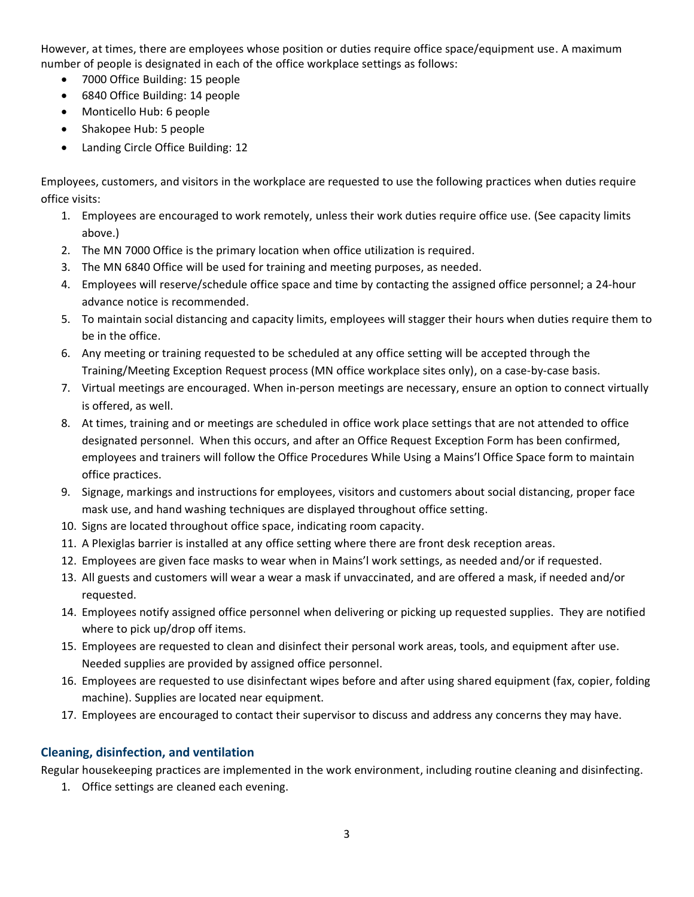However, at times, there are employees whose position or duties require office space/equipment use. A maximum number of people is designated in each of the office workplace settings as follows:

- 7000 Office Building: 15 people
- 6840 Office Building: 14 people
- Monticello Hub: 6 people
- Shakopee Hub: 5 people
- Landing Circle Office Building: 12

Employees, customers, and visitors in the workplace are requested to use the following practices when duties require office visits:

1. Employees are encouraged to work remotely, unless their work duties require office use. (See capacity limits above.)
2. The MN 7000 Office is the primary location when office utilization is required.
3. The MN 6840 Office will be used for training and meeting purposes, as needed.
4. Employees will reserve/schedule office space and time by contacting the assigned office personnel; a 24-hour advance notice is recommended.
5. To maintain social distancing and capacity limits, employees will stagger their hours when duties require them to be in the office.
6. Any meeting or training requested to be scheduled at any office setting will be accepted through the Training/Meeting Exception Request process (MN office workplace sites only), on a case-by-case basis.
7. Virtual meetings are encouraged. When in-person meetings are necessary, ensure an option to connect virtually is offered, as well.
8. At times, training and or meetings are scheduled in office work place settings that are not attended to office designated personnel. When this occurs, and after an Office Request Exception Form has been confirmed, employees and trainers will follow the Office Procedures While Using a Mains'l Office Space form to maintain office practices.
9. Signage, markings and instructions for employees, visitors and customers about social distancing, proper face mask use, and hand washing techniques are displayed throughout office setting.
10. Signs are located throughout office space, indicating room capacity.
11. A Plexiglas barrier is installed at any office setting where there are front desk reception areas.
12. Employees are given face masks to wear when in Mains'l work settings, as needed and/or if requested.
13. All guests and customers will wear a wear a mask if unvaccinated, and are offered a mask, if needed and/or requested.
14. Employees notify assigned office personnel when delivering or picking up requested supplies. They are notified where to pick up/drop off items.
15. Employees are requested to clean and disinfect their personal work areas, tools, and equipment after use. Needed supplies are provided by assigned office personnel.
16. Employees are requested to use disinfectant wipes before and after using shared equipment (fax, copier, folding machine). Supplies are located near equipment.
17. Employees are encouraged to contact their supervisor to discuss and address any concerns they may have.

## Cleaning, disinfection, and ventilation

Regular housekeeping practices are implemented in the work environment, including routine cleaning and disinfecting.

1. Office settings are cleaned each evening.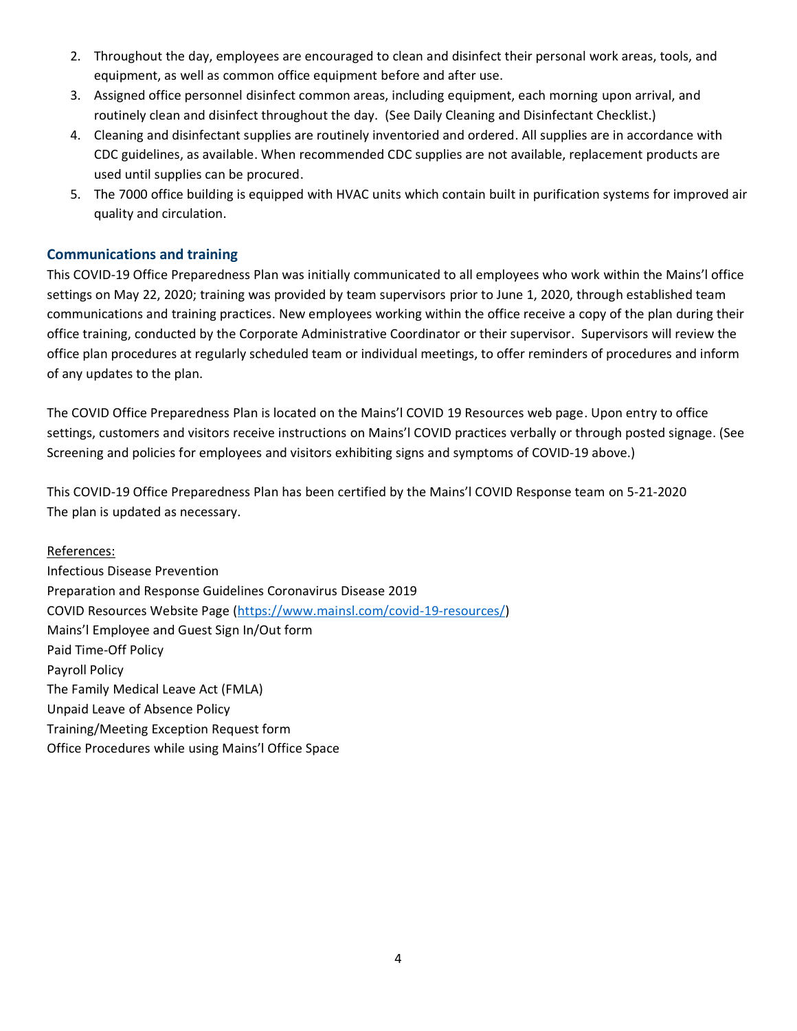2. Throughout the day, employees are encouraged to clean and disinfect their personal work areas, tools, and equipment, as well as common office equipment before and after use.
3. Assigned office personnel disinfect common areas, including equipment, each morning upon arrival, and routinely clean and disinfect throughout the day. (See Daily Cleaning and Disinfectant Checklist.)
4. Cleaning and disinfectant supplies are routinely inventoried and ordered. All supplies are in accordance with CDC guidelines, as available. When recommended CDC supplies are not available, replacement products are used until supplies can be procured.
5. The 7000 office building is equipped with HVAC units which contain built in purification systems for improved air quality and circulation.

## Communications and training

This COVID-19 Office Preparedness Plan was initially communicated to all employees who work within the Mains'l office settings on May 22, 2020; training was provided by team supervisors prior to June 1, 2020, through established team communications and training practices. New employees working within the office receive a copy of the plan during their office training, conducted by the Corporate Administrative Coordinator or their supervisor. Supervisors will review the office plan procedures at regularly scheduled team or individual meetings, to offer reminders of procedures and inform of any updates to the plan.

The COVID Office Preparedness Plan is located on the Mains'l COVID 19 Resources web page. Upon entry to office settings, customers and visitors receive instructions on Mains'l COVID practices verbally or through posted signage. (See Screening and policies for employees and visitors exhibiting signs and symptoms of COVID-19 above.)

This COVID-19 Office Preparedness Plan has been certified by the Mains'l COVID Response team on 5-21-2020
The plan is updated as necessary.

References:
Infectious Disease Prevention
Preparation and Response Guidelines Coronavirus Disease 2019
COVID Resources Website Page (https://www.mainsl.com/covid-19-resources/)
Mains'l Employee and Guest Sign In/Out form
Paid Time-Off Policy
Payroll Policy
The Family Medical Leave Act (FMLA)
Unpaid Leave of Absence Policy
Training/Meeting Exception Request form
Office Procedures while using Mains'l Office Space